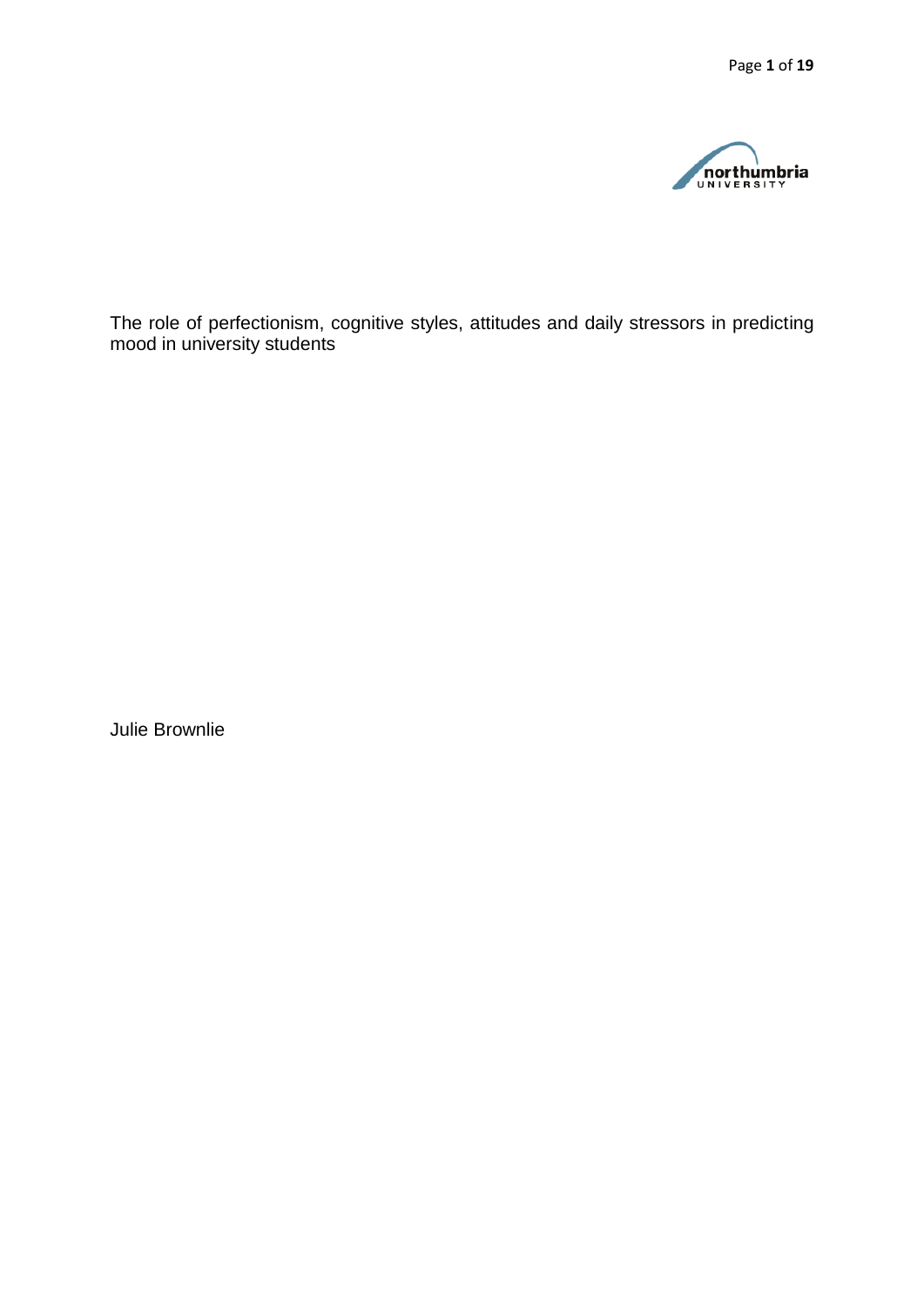The role of perfectionism, cognitive styles, attitudes and daily stressors in predicting mood in university students

Julie Brownlie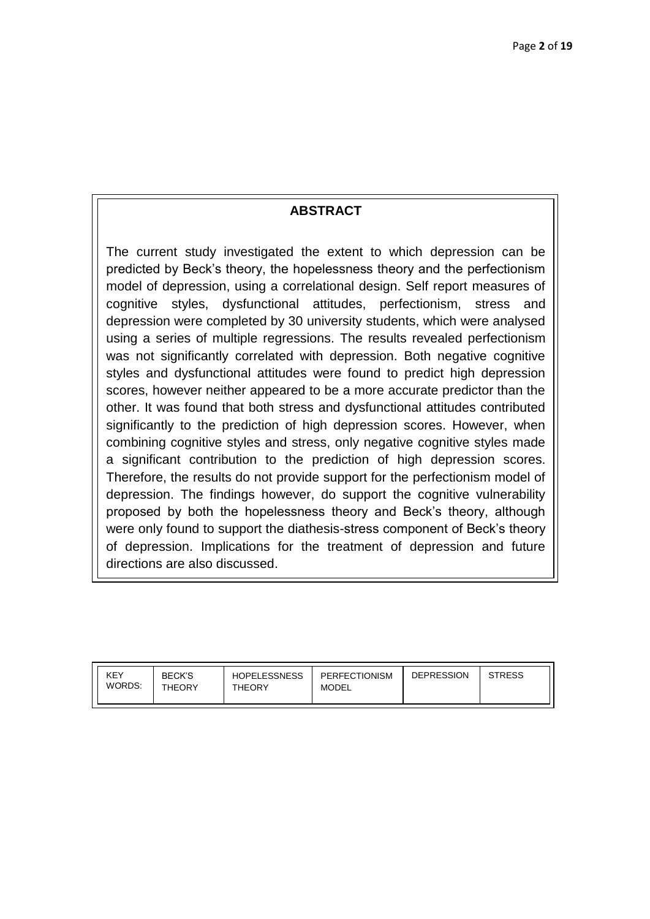## ABSTRACT

The current study investigated the extent to which depression can be predicted by Beck's theory, the hopelessness theory and the perfectionism model of depression, using a correlational design. Self report measures of cognitive styles, dysfunctional attitudes, perfectionism, stress and depression were completed by 30 university students, which were analysed using a series of multiple regressions. The results revealed perfectionism was not significantly correlated with depression. Both negative cognitive styles and dysfunctional attitudes were found to predict high depression scores, however neither appeared to be a more accurate predictor than the other. It was found that both stress and dysfunctional attitudes contributed significantly to the prediction of high depression scores. However, when combining cognitive styles and stress, only negative cognitive styles made a significant contribution to the prediction of high depression scores. Therefore, the results do not provide support for the perfectionism model of depression. The findings however, do support the cognitive vulnerability proposed by both the hopelessness theory and Beck's theory, although were only found to support the diathesis-stress component of Beck's theory of depression. Implications for the treatment of depression and future directions are also discussed.

| KEY WORDS: | BECK'S THEORY | HOPELESSNESS THEORY | PERFECTIONISM MODEL | DEPRESSION | STRESS |
|---|---|---|---|---|---|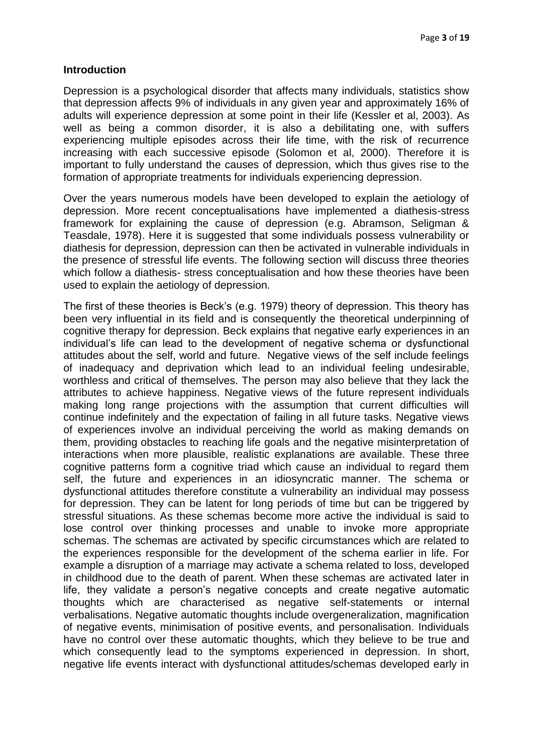## Introduction

Depression is a psychological disorder that affects many individuals, statistics show that depression affects 9% of individuals in any given year and approximately 16% of adults will experience depression at some point in their life (Kessler et al, 2003). As well as being a common disorder, it is also a debilitating one, with suffers experiencing multiple episodes across their life time, with the risk of recurrence increasing with each successive episode (Solomon et al, 2000). Therefore it is important to fully understand the causes of depression, which thus gives rise to the formation of appropriate treatments for individuals experiencing depression.

Over the years numerous models have been developed to explain the aetiology of depression. More recent conceptualisations have implemented a diathesis-stress framework for explaining the cause of depression (e.g. Abramson, Seligman & Teasdale, 1978). Here it is suggested that some individuals possess vulnerability or diathesis for depression, depression can then be activated in vulnerable individuals in the presence of stressful life events. The following section will discuss three theories which follow a diathesis- stress conceptualisation and how these theories have been used to explain the aetiology of depression.

The first of these theories is Beck's (e.g. 1979) theory of depression. This theory has been very influential in its field and is consequently the theoretical underpinning of cognitive therapy for depression. Beck explains that negative early experiences in an individual's life can lead to the development of negative schema or dysfunctional attitudes about the self, world and future. Negative views of the self include feelings of inadequacy and deprivation which lead to an individual feeling undesirable, worthless and critical of themselves. The person may also believe that they lack the attributes to achieve happiness. Negative views of the future represent individuals making long range projections with the assumption that current difficulties will continue indefinitely and the expectation of failing in all future tasks. Negative views of experiences involve an individual perceiving the world as making demands on them, providing obstacles to reaching life goals and the negative misinterpretation of interactions when more plausible, realistic explanations are available. These three cognitive patterns form a cognitive triad which cause an individual to regard them self, the future and experiences in an idiosyncratic manner. The schema or dysfunctional attitudes therefore constitute a vulnerability an individual may possess for depression. They can be latent for long periods of time but can be triggered by stressful situations. As these schemas become more active the individual is said to lose control over thinking processes and unable to invoke more appropriate schemas. The schemas are activated by specific circumstances which are related to the experiences responsible for the development of the schema earlier in life. For example a disruption of a marriage may activate a schema related to loss, developed in childhood due to the death of parent. When these schemas are activated later in life, they validate a person's negative concepts and create negative automatic thoughts which are characterised as negative self-statements or internal verbalisations. Negative automatic thoughts include overgeneralization, magnification of negative events, minimisation of positive events, and personalisation. Individuals have no control over these automatic thoughts, which they believe to be true and which consequently lead to the symptoms experienced in depression. In short, negative life events interact with dysfunctional attitudes/schemas developed early in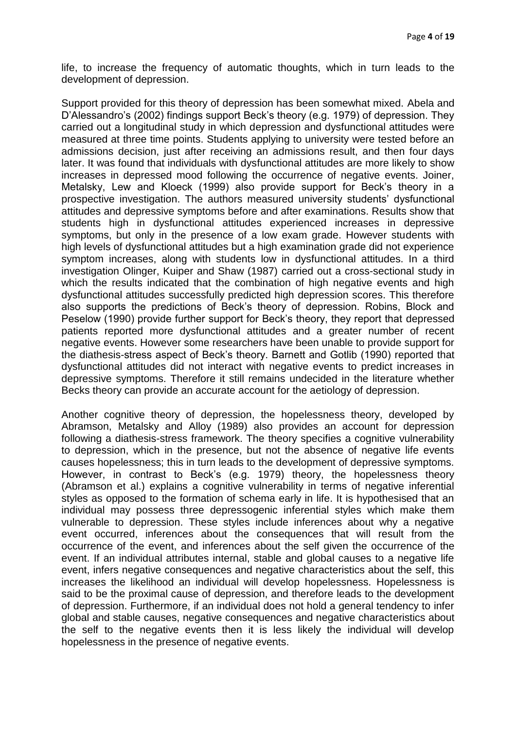life, to increase the frequency of automatic thoughts, which in turn leads to the development of depression.

Support provided for this theory of depression has been somewhat mixed. Abela and D'Alessandro's (2002) findings support Beck's theory (e.g. 1979) of depression. They carried out a longitudinal study in which depression and dysfunctional attitudes were measured at three time points. Students applying to university were tested before an admissions decision, just after receiving an admissions result, and then four days later. It was found that individuals with dysfunctional attitudes are more likely to show increases in depressed mood following the occurrence of negative events. Joiner, Metalsky, Lew and Kloeck (1999) also provide support for Beck's theory in a prospective investigation. The authors measured university students' dysfunctional attitudes and depressive symptoms before and after examinations. Results show that students high in dysfunctional attitudes experienced increases in depressive symptoms, but only in the presence of a low exam grade. However students with high levels of dysfunctional attitudes but a high examination grade did not experience symptom increases, along with students low in dysfunctional attitudes. In a third investigation Olinger, Kuiper and Shaw (1987) carried out a cross-sectional study in which the results indicated that the combination of high negative events and high dysfunctional attitudes successfully predicted high depression scores. This therefore also supports the predictions of Beck's theory of depression. Robins, Block and Peselow (1990) provide further support for Beck's theory, they report that depressed patients reported more dysfunctional attitudes and a greater number of recent negative events. However some researchers have been unable to provide support for the diathesis-stress aspect of Beck's theory. Barnett and Gotlib (1990) reported that dysfunctional attitudes did not interact with negative events to predict increases in depressive symptoms. Therefore it still remains undecided in the literature whether Becks theory can provide an accurate account for the aetiology of depression.

Another cognitive theory of depression, the hopelessness theory, developed by Abramson, Metalsky and Alloy (1989) also provides an account for depression following a diathesis-stress framework. The theory specifies a cognitive vulnerability to depression, which in the presence, but not the absence of negative life events causes hopelessness; this in turn leads to the development of depressive symptoms. However, in contrast to Beck's (e.g. 1979) theory, the hopelessness theory (Abramson et al.) explains a cognitive vulnerability in terms of negative inferential styles as opposed to the formation of schema early in life. It is hypothesised that an individual may possess three depressogenic inferential styles which make them vulnerable to depression. These styles include inferences about why a negative event occurred, inferences about the consequences that will result from the occurrence of the event, and inferences about the self given the occurrence of the event. If an individual attributes internal, stable and global causes to a negative life event, infers negative consequences and negative characteristics about the self, this increases the likelihood an individual will develop hopelessness. Hopelessness is said to be the proximal cause of depression, and therefore leads to the development of depression. Furthermore, if an individual does not hold a general tendency to infer global and stable causes, negative consequences and negative characteristics about the self to the negative events then it is less likely the individual will develop hopelessness in the presence of negative events.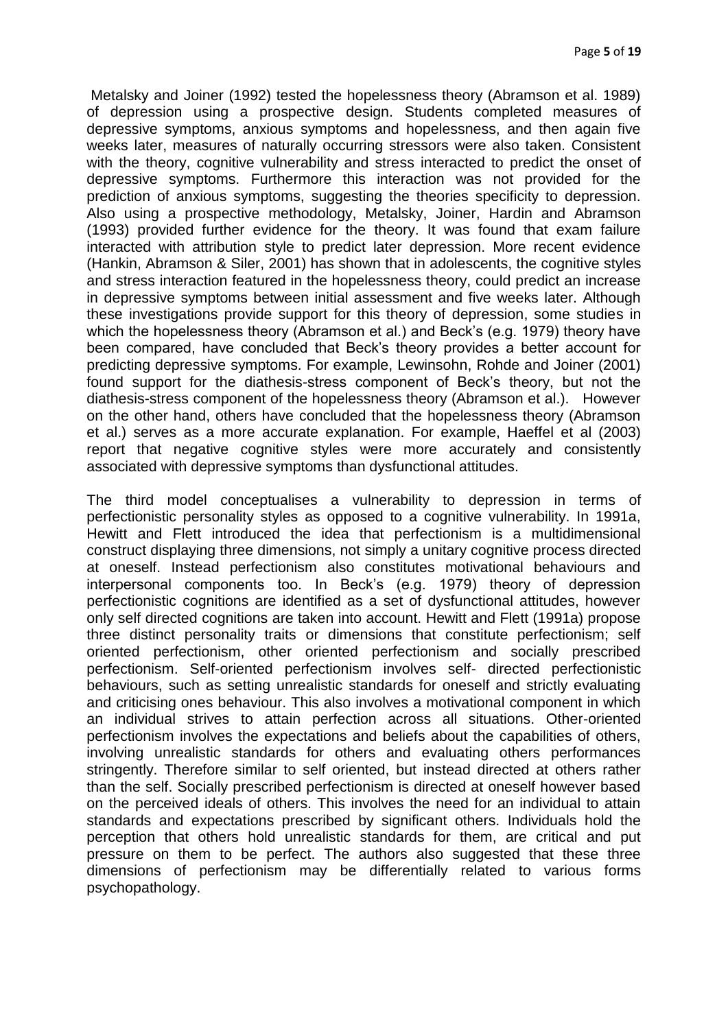Metalsky and Joiner (1992) tested the hopelessness theory (Abramson et al. 1989) of depression using a prospective design. Students completed measures of depressive symptoms, anxious symptoms and hopelessness, and then again five weeks later, measures of naturally occurring stressors were also taken. Consistent with the theory, cognitive vulnerability and stress interacted to predict the onset of depressive symptoms. Furthermore this interaction was not provided for the prediction of anxious symptoms, suggesting the theories specificity to depression. Also using a prospective methodology, Metalsky, Joiner, Hardin and Abramson (1993) provided further evidence for the theory. It was found that exam failure interacted with attribution style to predict later depression. More recent evidence (Hankin, Abramson & Siler, 2001) has shown that in adolescents, the cognitive styles and stress interaction featured in the hopelessness theory, could predict an increase in depressive symptoms between initial assessment and five weeks later. Although these investigations provide support for this theory of depression, some studies in which the hopelessness theory (Abramson et al.) and Beck's (e.g. 1979) theory have been compared, have concluded that Beck's theory provides a better account for predicting depressive symptoms. For example, Lewinsohn, Rohde and Joiner (2001) found support for the diathesis-stress component of Beck's theory, but not the diathesis-stress component of the hopelessness theory (Abramson et al.). However on the other hand, others have concluded that the hopelessness theory (Abramson et al.) serves as a more accurate explanation. For example, Haeffel et al (2003) report that negative cognitive styles were more accurately and consistently associated with depressive symptoms than dysfunctional attitudes.

The third model conceptualises a vulnerability to depression in terms of perfectionistic personality styles as opposed to a cognitive vulnerability. In 1991a, Hewitt and Flett introduced the idea that perfectionism is a multidimensional construct displaying three dimensions, not simply a unitary cognitive process directed at oneself. Instead perfectionism also constitutes motivational behaviours and interpersonal components too. In Beck's (e.g. 1979) theory of depression perfectionistic cognitions are identified as a set of dysfunctional attitudes, however only self directed cognitions are taken into account. Hewitt and Flett (1991a) propose three distinct personality traits or dimensions that constitute perfectionism; self oriented perfectionism, other oriented perfectionism and socially prescribed perfectionism. Self-oriented perfectionism involves self- directed perfectionistic behaviours, such as setting unrealistic standards for oneself and strictly evaluating and criticising ones behaviour. This also involves a motivational component in which an individual strives to attain perfection across all situations. Other-oriented perfectionism involves the expectations and beliefs about the capabilities of others, involving unrealistic standards for others and evaluating others performances stringently. Therefore similar to self oriented, but instead directed at others rather than the self. Socially prescribed perfectionism is directed at oneself however based on the perceived ideals of others. This involves the need for an individual to attain standards and expectations prescribed by significant others. Individuals hold the perception that others hold unrealistic standards for them, are critical and put pressure on them to be perfect. The authors also suggested that these three dimensions of perfectionism may be differentially related to various forms psychopathology.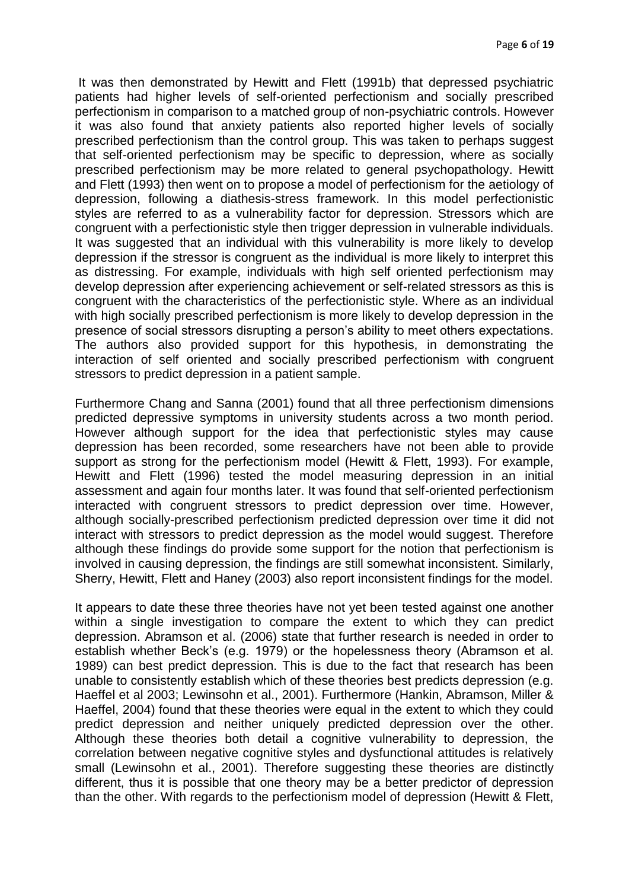It was then demonstrated by Hewitt and Flett (1991b) that depressed psychiatric patients had higher levels of self-oriented perfectionism and socially prescribed perfectionism in comparison to a matched group of non-psychiatric controls. However it was also found that anxiety patients also reported higher levels of socially prescribed perfectionism than the control group. This was taken to perhaps suggest that self-oriented perfectionism may be specific to depression, where as socially prescribed perfectionism may be more related to general psychopathology. Hewitt and Flett (1993) then went on to propose a model of perfectionism for the aetiology of depression, following a diathesis-stress framework. In this model perfectionistic styles are referred to as a vulnerability factor for depression. Stressors which are congruent with a perfectionistic style then trigger depression in vulnerable individuals. It was suggested that an individual with this vulnerability is more likely to develop depression if the stressor is congruent as the individual is more likely to interpret this as distressing. For example, individuals with high self oriented perfectionism may develop depression after experiencing achievement or self-related stressors as this is congruent with the characteristics of the perfectionistic style. Where as an individual with high socially prescribed perfectionism is more likely to develop depression in the presence of social stressors disrupting a person's ability to meet others expectations. The authors also provided support for this hypothesis, in demonstrating the interaction of self oriented and socially prescribed perfectionism with congruent stressors to predict depression in a patient sample.

Furthermore Chang and Sanna (2001) found that all three perfectionism dimensions predicted depressive symptoms in university students across a two month period. However although support for the idea that perfectionistic styles may cause depression has been recorded, some researchers have not been able to provide support as strong for the perfectionism model (Hewitt & Flett, 1993). For example, Hewitt and Flett (1996) tested the model measuring depression in an initial assessment and again four months later. It was found that self-oriented perfectionism interacted with congruent stressors to predict depression over time. However, although socially-prescribed perfectionism predicted depression over time it did not interact with stressors to predict depression as the model would suggest. Therefore although these findings do provide some support for the notion that perfectionism is involved in causing depression, the findings are still somewhat inconsistent. Similarly, Sherry, Hewitt, Flett and Haney (2003) also report inconsistent findings for the model.

It appears to date these three theories have not yet been tested against one another within a single investigation to compare the extent to which they can predict depression. Abramson et al. (2006) state that further research is needed in order to establish whether Beck's (e.g. 1979) or the hopelessness theory (Abramson et al. 1989) can best predict depression. This is due to the fact that research has been unable to consistently establish which of these theories best predicts depression (e.g. Haeffel et al 2003; Lewinsohn et al., 2001). Furthermore (Hankin, Abramson, Miller & Haeffel, 2004) found that these theories were equal in the extent to which they could predict depression and neither uniquely predicted depression over the other. Although these theories both detail a cognitive vulnerability to depression, the correlation between negative cognitive styles and dysfunctional attitudes is relatively small (Lewinsohn et al., 2001). Therefore suggesting these theories are distinctly different, thus it is possible that one theory may be a better predictor of depression than the other. With regards to the perfectionism model of depression (Hewitt & Flett,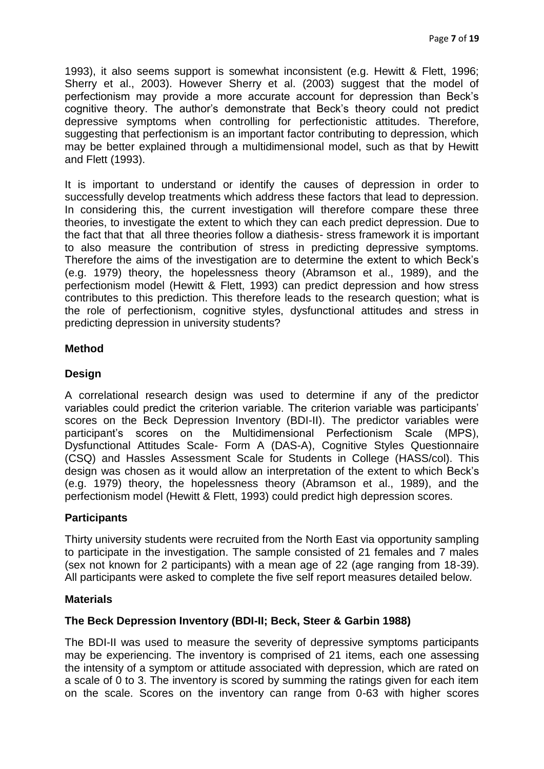1993), it also seems support is somewhat inconsistent (e.g. Hewitt & Flett, 1996; Sherry et al., 2003). However Sherry et al. (2003) suggest that the model of perfectionism may provide a more accurate account for depression than Beck's cognitive theory. The author's demonstrate that Beck's theory could not predict depressive symptoms when controlling for perfectionistic attitudes. Therefore, suggesting that perfectionism is an important factor contributing to depression, which may be better explained through a multidimensional model, such as that by Hewitt and Flett (1993).

It is important to understand or identify the causes of depression in order to successfully develop treatments which address these factors that lead to depression. In considering this, the current investigation will therefore compare these three theories, to investigate the extent to which they can each predict depression. Due to the fact that that all three theories follow a diathesis- stress framework it is important to also measure the contribution of stress in predicting depressive symptoms. Therefore the aims of the investigation are to determine the extent to which Beck's (e.g. 1979) theory, the hopelessness theory (Abramson et al., 1989), and the perfectionism model (Hewitt & Flett, 1993) can predict depression and how stress contributes to this prediction. This therefore leads to the research question; what is the role of perfectionism, cognitive styles, dysfunctional attitudes and stress in predicting depression in university students?

## Method

### Design

A correlational research design was used to determine if any of the predictor variables could predict the criterion variable. The criterion variable was participants' scores on the Beck Depression Inventory (BDI-II). The predictor variables were participant's scores on the Multidimensional Perfectionism Scale (MPS), Dysfunctional Attitudes Scale- Form A (DAS-A), Cognitive Styles Questionnaire (CSQ) and Hassles Assessment Scale for Students in College (HASS/col). This design was chosen as it would allow an interpretation of the extent to which Beck's (e.g. 1979) theory, the hopelessness theory (Abramson et al., 1989), and the perfectionism model (Hewitt & Flett, 1993) could predict high depression scores.

### Participants

Thirty university students were recruited from the North East via opportunity sampling to participate in the investigation. The sample consisted of 21 females and 7 males (sex not known for 2 participants) with a mean age of 22 (age ranging from 18-39). All participants were asked to complete the five self report measures detailed below.

### Materials

#### The Beck Depression Inventory (BDI-II; Beck, Steer & Garbin 1988)

The BDI-II was used to measure the severity of depressive symptoms participants may be experiencing. The inventory is comprised of 21 items, each one assessing the intensity of a symptom or attitude associated with depression, which are rated on a scale of 0 to 3. The inventory is scored by summing the ratings given for each item on the scale. Scores on the inventory can range from 0-63 with higher scores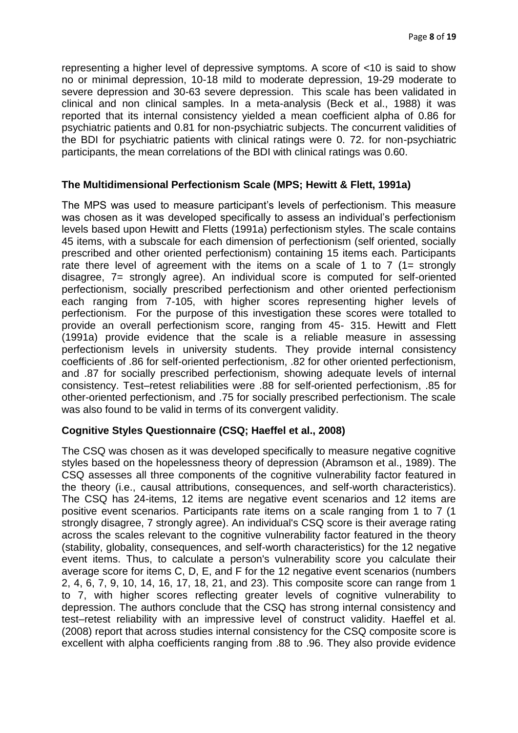representing a higher level of depressive symptoms. A score of <10 is said to show no or minimal depression, 10-18 mild to moderate depression, 19-29 moderate to severe depression and 30-63 severe depression. This scale has been validated in clinical and non clinical samples. In a meta-analysis (Beck et al., 1988) it was reported that its internal consistency yielded a mean coefficient alpha of 0.86 for psychiatric patients and 0.81 for non-psychiatric subjects. The concurrent validities of the BDI for psychiatric patients with clinical ratings were 0. 72. for non-psychiatric participants, the mean correlations of the BDI with clinical ratings was 0.60.

### The Multidimensional Perfectionism Scale (MPS; Hewitt & Flett, 1991a)

The MPS was used to measure participant's levels of perfectionism. This measure was chosen as it was developed specifically to assess an individual's perfectionism levels based upon Hewitt and Fletts (1991a) perfectionism styles. The scale contains 45 items, with a subscale for each dimension of perfectionism (self oriented, socially prescribed and other oriented perfectionism) containing 15 items each. Participants rate there level of agreement with the items on a scale of 1 to 7 (1= strongly disagree, 7= strongly agree). An individual score is computed for self-oriented perfectionism, socially prescribed perfectionism and other oriented perfectionism each ranging from 7-105, with higher scores representing higher levels of perfectionism. For the purpose of this investigation these scores were totalled to provide an overall perfectionism score, ranging from 45- 315. Hewitt and Flett (1991a) provide evidence that the scale is a reliable measure in assessing perfectionism levels in university students. They provide internal consistency coefficients of .86 for self-oriented perfectionism, .82 for other oriented perfectionism, and .87 for socially prescribed perfectionism, showing adequate levels of internal consistency. Test–retest reliabilities were .88 for self-oriented perfectionism, .85 for other-oriented perfectionism, and .75 for socially prescribed perfectionism. The scale was also found to be valid in terms of its convergent validity.

### Cognitive Styles Questionnaire (CSQ; Haeffel et al., 2008)

The CSQ was chosen as it was developed specifically to measure negative cognitive styles based on the hopelessness theory of depression (Abramson et al., 1989). The CSQ assesses all three components of the cognitive vulnerability factor featured in the theory (i.e., causal attributions, consequences, and self-worth characteristics). The CSQ has 24-items, 12 items are negative event scenarios and 12 items are positive event scenarios. Participants rate items on a scale ranging from 1 to 7 (1 strongly disagree, 7 strongly agree). An individual's CSQ score is their average rating across the scales relevant to the cognitive vulnerability factor featured in the theory (stability, globality, consequences, and self-worth characteristics) for the 12 negative event items. Thus, to calculate a person's vulnerability score you calculate their average score for items C, D, E, and F for the 12 negative event scenarios (numbers 2, 4, 6, 7, 9, 10, 14, 16, 17, 18, 21, and 23). This composite score can range from 1 to 7, with higher scores reflecting greater levels of cognitive vulnerability to depression. The authors conclude that the CSQ has strong internal consistency and test–retest reliability with an impressive level of construct validity. Haeffel et al. (2008) report that across studies internal consistency for the CSQ composite score is excellent with alpha coefficients ranging from .88 to .96. They also provide evidence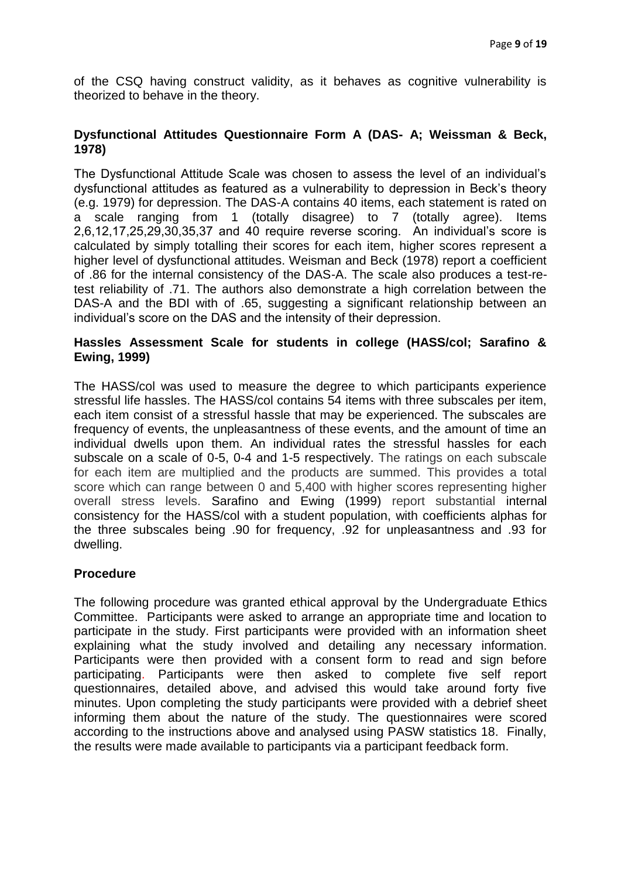of the CSQ having construct validity, as it behaves as cognitive vulnerability is theorized to behave in the theory.

### Dysfunctional Attitudes Questionnaire Form A (DAS- A; Weissman & Beck, 1978)

The Dysfunctional Attitude Scale was chosen to assess the level of an individual's dysfunctional attitudes as featured as a vulnerability to depression in Beck's theory (e.g. 1979) for depression. The DAS-A contains 40 items, each statement is rated on a scale ranging from 1 (totally disagree) to 7 (totally agree). Items 2,6,12,17,25,29,30,35,37 and 40 require reverse scoring. An individual's score is calculated by simply totalling their scores for each item, higher scores represent a higher level of dysfunctional attitudes. Weisman and Beck (1978) report a coefficient of .86 for the internal consistency of the DAS-A. The scale also produces a test-re-test reliability of .71. The authors also demonstrate a high correlation between the DAS-A and the BDI with of .65, suggesting a significant relationship between an individual's score on the DAS and the intensity of their depression.

### Hassles Assessment Scale for students in college (HASS/col; Sarafino & Ewing, 1999)

The HASS/col was used to measure the degree to which participants experience stressful life hassles. The HASS/col contains 54 items with three subscales per item, each item consist of a stressful hassle that may be experienced. The subscales are frequency of events, the unpleasantness of these events, and the amount of time an individual dwells upon them. An individual rates the stressful hassles for each subscale on a scale of 0-5, 0-4 and 1-5 respectively. The ratings on each subscale for each item are multiplied and the products are summed. This provides a total score which can range between 0 and 5,400 with higher scores representing higher overall stress levels. Sarafino and Ewing (1999) report substantial internal consistency for the HASS/col with a student population, with coefficients alphas for the three subscales being .90 for frequency, .92 for unpleasantness and .93 for dwelling.

### Procedure

The following procedure was granted ethical approval by the Undergraduate Ethics Committee. Participants were asked to arrange an appropriate time and location to participate in the study. First participants were provided with an information sheet explaining what the study involved and detailing any necessary information. Participants were then provided with a consent form to read and sign before participating. Participants were then asked to complete five self report questionnaires, detailed above, and advised this would take around forty five minutes. Upon completing the study participants were provided with a debrief sheet informing them about the nature of the study. The questionnaires were scored according to the instructions above and analysed using PASW statistics 18. Finally, the results were made available to participants via a participant feedback form.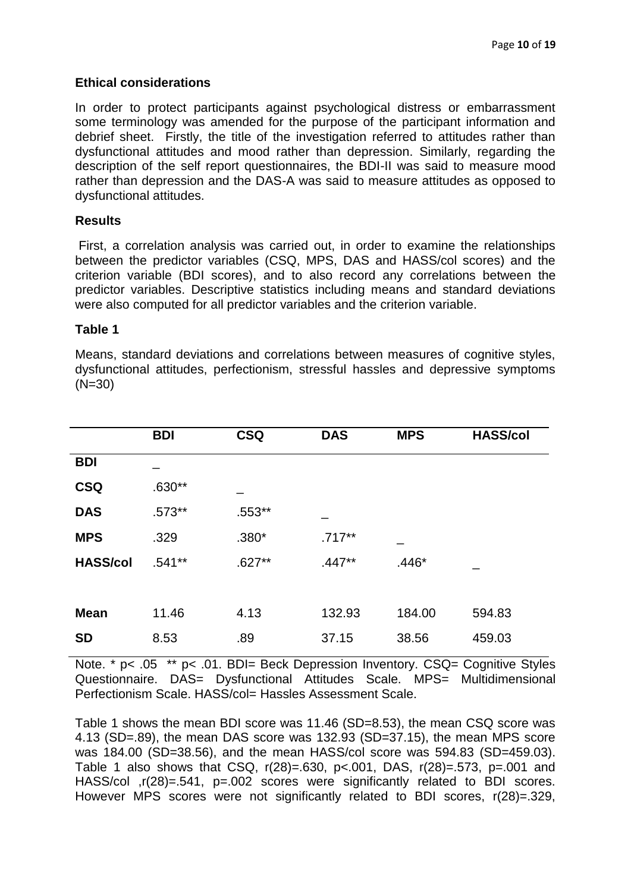### Ethical considerations

In order to protect participants against psychological distress or embarrassment some terminology was amended for the purpose of the participant information and debrief sheet. Firstly, the title of the investigation referred to attitudes rather than dysfunctional attitudes and mood rather than depression. Similarly, regarding the description of the self report questionnaires, the BDI-II was said to measure mood rather than depression and the DAS-A was said to measure attitudes as opposed to dysfunctional attitudes.

### Results

First, a correlation analysis was carried out, in order to examine the relationships between the predictor variables (CSQ, MPS, DAS and HASS/col scores) and the criterion variable (BDI scores), and to also record any correlations between the predictor variables. Descriptive statistics including means and standard deviations were also computed for all predictor variables and the criterion variable.

**Table 1**

Means, standard deviations and correlations between measures of cognitive styles, dysfunctional attitudes, perfectionism, stressful hassles and depressive symptoms (N=30)

| | BDI | CSQ | DAS | MPS | HASS/col |
|---|---|---|---|---|---|
| **BDI** | _ | | | | |
| **CSQ** | .630** | _ | | | |
| **DAS** | .573** | .553** | _ | | |
| **MPS** | .329 | .380* | .717** | _ | |
| **HASS/col** | .541** | .627** | .447** | .446* | _ |
| **Mean** | 11.46 | 4.13 | 132.93 | 184.00 | 594.83 |
| **SD** | 8.53 | .89 | 37.15 | 38.56 | 459.03 |

Note. * $p< .05$ ** $p< .01$. BDI= Beck Depression Inventory. CSQ= Cognitive Styles Questionnaire. DAS= Dysfunctional Attitudes Scale. MPS= Multidimensional Perfectionism Scale. HASS/col= Hassles Assessment Scale.

Table 1 shows the mean BDI score was 11.46 (SD=8.53), the mean CSQ score was 4.13 (SD=.89), the mean DAS score was 132.93 (SD=37.15), the mean MPS score was 184.00 (SD=38.56), and the mean HASS/col score was 594.83 (SD=459.03). Table 1 also shows that CSQ, $r(28)=.630$, $p<.001$, DAS, $r(28)=.573$, $p=.001$ and HASS/col ,$r(28)=.541$, $p=.002$ scores were significantly related to BDI scores. However MPS scores were not significantly related to BDI scores, $r(28)=.329$,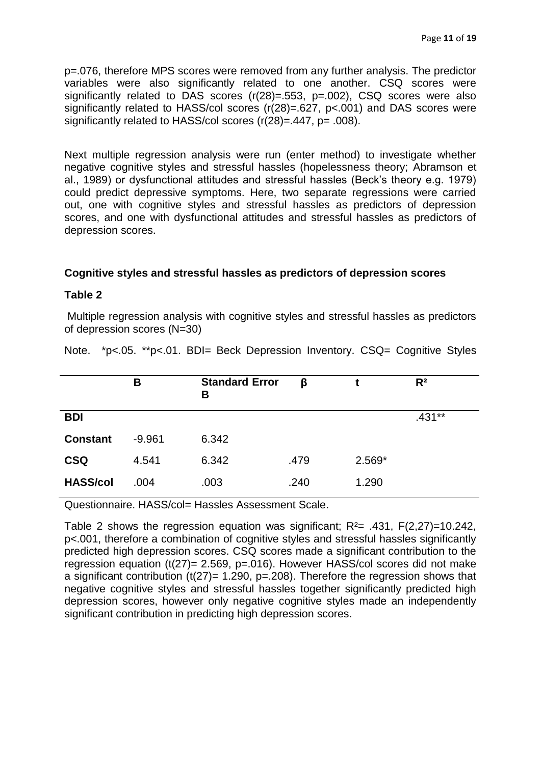p=.076, therefore MPS scores were removed from any further analysis. The predictor variables were also significantly related to one another. CSQ scores were significantly related to DAS scores (r(28)=.553, p=.002), CSQ scores were also significantly related to HASS/col scores (r(28)=.627, p<.001) and DAS scores were significantly related to HASS/col scores (r(28)=.447, p= .008).

Next multiple regression analysis were run (enter method) to investigate whether negative cognitive styles and stressful hassles (hopelessness theory; Abramson et al., 1989) or dysfunctional attitudes and stressful hassles (Beck's theory e.g. 1979) could predict depressive symptoms. Here, two separate regressions were carried out, one with cognitive styles and stressful hassles as predictors of depression scores, and one with dysfunctional attitudes and stressful hassles as predictors of depression scores.

**Cognitive styles and stressful hassles as predictors of depression scores**

**Table 2**

Multiple regression analysis with cognitive styles and stressful hassles as predictors of depression scores (N=30)

Note. *p<.05. **p<.01. BDI= Beck Depression Inventory. CSQ= Cognitive Styles Questionnaire. HASS/col= Hassles Assessment Scale.

| | B | Standard Error B | β | t | $R^2$ |
|---|---|---|---|---|---|
| **BDI** | | | | | .431** |
| **Constant** | -9.961 | 6.342 | | | |
| **CSQ** | 4.541 | 6.342 | .479 | 2.569* | |
| **HASS/col** | .004 | .003 | .240 | 1.290 | |

Table 2 shows the regression equation was significant; $R^2$= .431, F(2,27)=10.242, p<.001, therefore a combination of cognitive styles and stressful hassles significantly predicted high depression scores. CSQ scores made a significant contribution to the regression equation (t(27)= 2.569, p=.016). However HASS/col scores did not make a significant contribution (t(27)= 1.290, p=.208). Therefore the regression shows that negative cognitive styles and stressful hassles together significantly predicted high depression scores, however only negative cognitive styles made an independently significant contribution in predicting high depression scores.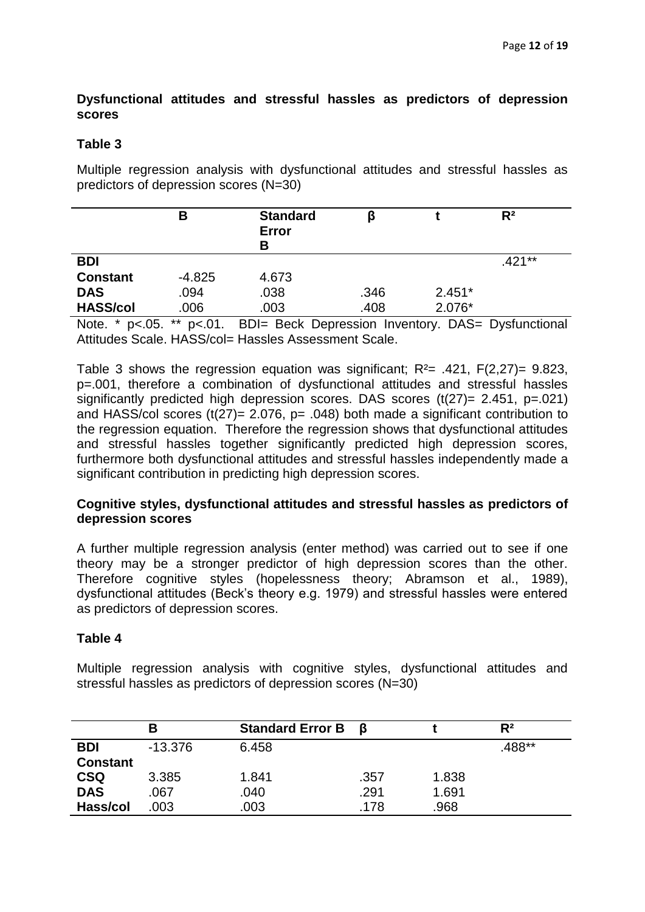**Dysfunctional attitudes and stressful hassles as predictors of depression scores**

**Table 3**

Multiple regression analysis with dysfunctional attitudes and stressful hassles as predictors of depression scores (N=30)

| | B | Standard Error B | β | t | $R^2$ |
|---|---|---|---|---|---|
| **BDI** | | | | | .421** |
| **Constant** | -4.825 | 4.673 | | | |
| **DAS** | .094 | .038 | .346 | 2.451* | |
| **HASS/col** | .006 | .003 | .408 | 2.076* | |

Note. * p<.05. ** p<.01. BDI= Beck Depression Inventory. DAS= Dysfunctional Attitudes Scale. HASS/col= Hassles Assessment Scale.

Table 3 shows the regression equation was significant; $R^2$= .421, $F(2,27)$= 9.823, p=.001, therefore a combination of dysfunctional attitudes and stressful hassles significantly predicted high depression scores. DAS scores ($t(27)$= 2.451, p=.021) and HASS/col scores ($t(27)$= 2.076, p= .048) both made a significant contribution to the regression equation. Therefore the regression shows that dysfunctional attitudes and stressful hassles together significantly predicted high depression scores, furthermore both dysfunctional attitudes and stressful hassles independently made a significant contribution in predicting high depression scores.

**Cognitive styles, dysfunctional attitudes and stressful hassles as predictors of depression scores**

A further multiple regression analysis (enter method) was carried out to see if one theory may be a stronger predictor of high depression scores than the other. Therefore cognitive styles (hopelessness theory; Abramson et al., 1989), dysfunctional attitudes (Beck's theory e.g. 1979) and stressful hassles were entered as predictors of depression scores.

**Table 4**

Multiple regression analysis with cognitive styles, dysfunctional attitudes and stressful hassles as predictors of depression scores (N=30)

| | B | Standard Error B | β | t | $R^2$ |
|---|---|---|---|---|---|
| **BDI Constant** | -13.376 | 6.458 | | | .488** |
| **CSQ** | 3.385 | 1.841 | .357 | 1.838 | |
| **DAS** | .067 | .040 | .291 | 1.691 | |
| **Hass/col** | .003 | .003 | .178 | .968 | |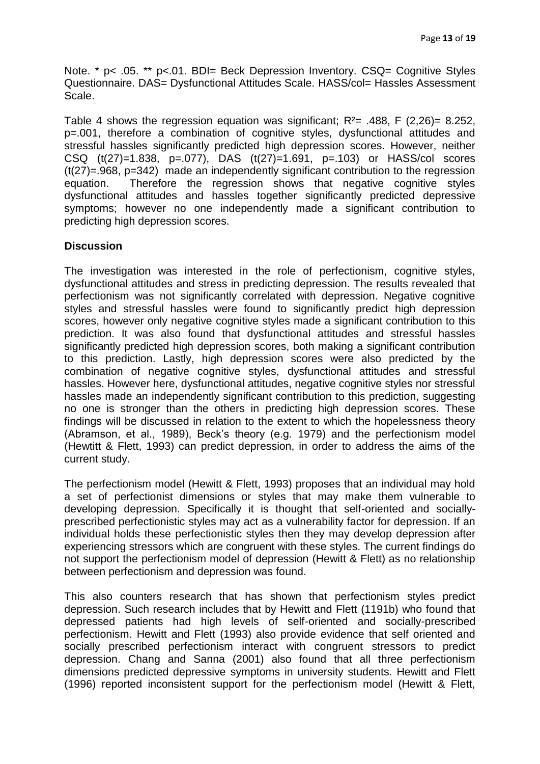Note. * p< .05. ** p<.01. BDI= Beck Depression Inventory. CSQ= Cognitive Styles Questionnaire. DAS= Dysfunctional Attitudes Scale. HASS/col= Hassles Assessment Scale.

Table 4 shows the regression equation was significant; $R^2$= .488, F (2,26)= 8.252, p=.001, therefore a combination of cognitive styles, dysfunctional attitudes and stressful hassles significantly predicted high depression scores. However, neither CSQ (t(27)=1.838, p=.077), DAS (t(27)=1.691, p=.103) or HASS/col scores (t(27)=.968, p=342) made an independently significant contribution to the regression equation. Therefore the regression shows that negative cognitive styles dysfunctional attitudes and hassles together significantly predicted depressive symptoms; however no one independently made a significant contribution to predicting high depression scores.

## Discussion

The investigation was interested in the role of perfectionism, cognitive styles, dysfunctional attitudes and stress in predicting depression. The results revealed that perfectionism was not significantly correlated with depression. Negative cognitive styles and stressful hassles were found to significantly predict high depression scores, however only negative cognitive styles made a significant contribution to this prediction. It was also found that dysfunctional attitudes and stressful hassles significantly predicted high depression scores, both making a significant contribution to this prediction. Lastly, high depression scores were also predicted by the combination of negative cognitive styles, dysfunctional attitudes and stressful hassles. However here, dysfunctional attitudes, negative cognitive styles nor stressful hassles made an independently significant contribution to this prediction, suggesting no one is stronger than the others in predicting high depression scores. These findings will be discussed in relation to the extent to which the hopelessness theory (Abramson, et al., 1989), Beck's theory (e.g. 1979) and the perfectionism model (Hewtitt & Flett, 1993) can predict depression, in order to address the aims of the current study.

The perfectionism model (Hewitt & Flett, 1993) proposes that an individual may hold a set of perfectionist dimensions or styles that may make them vulnerable to developing depression. Specifically it is thought that self-oriented and socially-prescribed perfectionistic styles may act as a vulnerability factor for depression. If an individual holds these perfectionistic styles then they may develop depression after experiencing stressors which are congruent with these styles. The current findings do not support the perfectionism model of depression (Hewitt & Flett) as no relationship between perfectionism and depression was found.

This also counters research that has shown that perfectionism styles predict depression. Such research includes that by Hewitt and Flett (1191b) who found that depressed patients had high levels of self-oriented and socially-prescribed perfectionism. Hewitt and Flett (1993) also provide evidence that self oriented and socially prescribed perfectionism interact with congruent stressors to predict depression. Chang and Sanna (2001) also found that all three perfectionism dimensions predicted depressive symptoms in university students. Hewitt and Flett (1996) reported inconsistent support for the perfectionism model (Hewitt & Flett,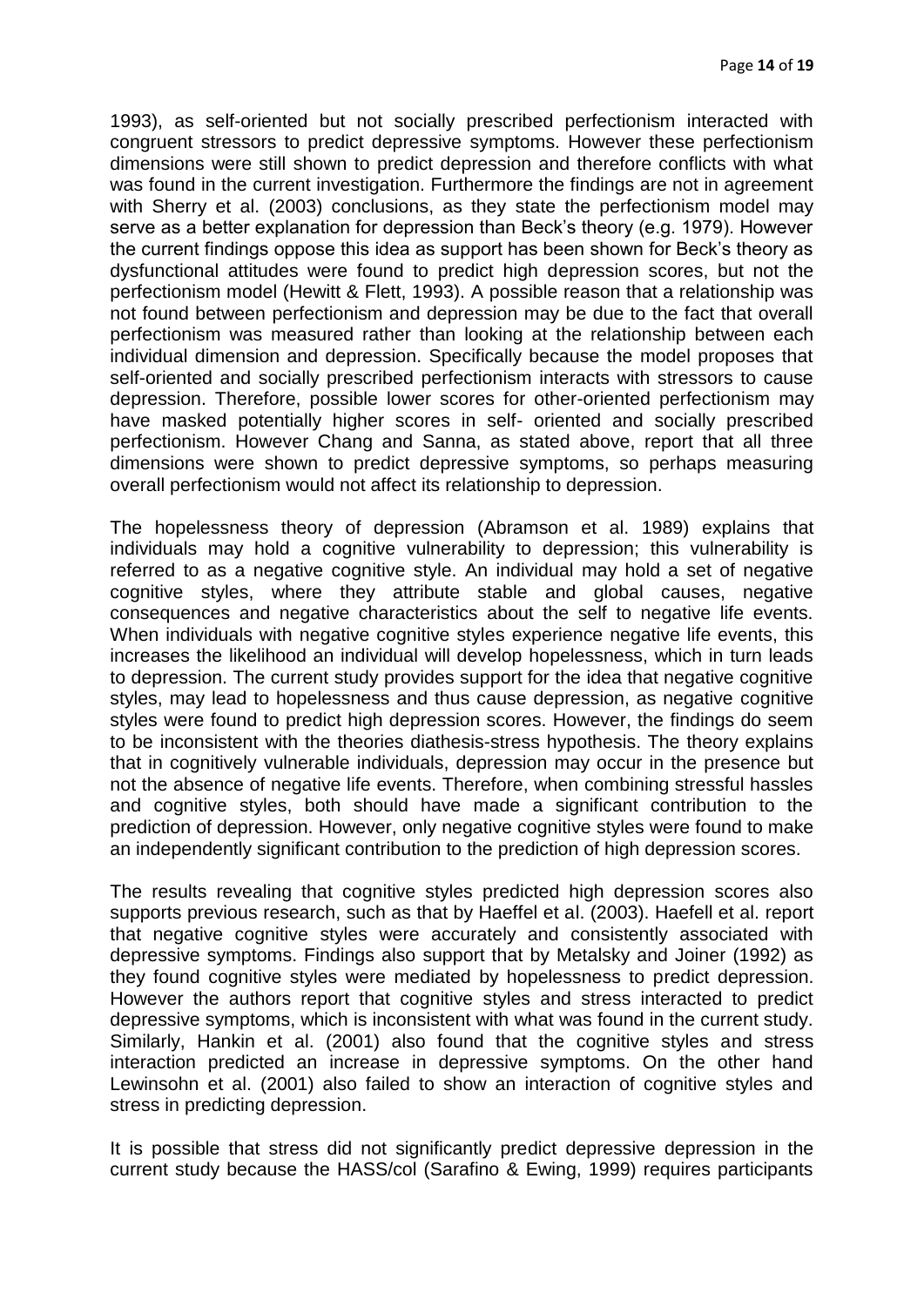1993), as self-oriented but not socially prescribed perfectionism interacted with congruent stressors to predict depressive symptoms. However these perfectionism dimensions were still shown to predict depression and therefore conflicts with what was found in the current investigation. Furthermore the findings are not in agreement with Sherry et al. (2003) conclusions, as they state the perfectionism model may serve as a better explanation for depression than Beck's theory (e.g. 1979). However the current findings oppose this idea as support has been shown for Beck's theory as dysfunctional attitudes were found to predict high depression scores, but not the perfectionism model (Hewitt & Flett, 1993). A possible reason that a relationship was not found between perfectionism and depression may be due to the fact that overall perfectionism was measured rather than looking at the relationship between each individual dimension and depression. Specifically because the model proposes that self-oriented and socially prescribed perfectionism interacts with stressors to cause depression. Therefore, possible lower scores for other-oriented perfectionism may have masked potentially higher scores in self- oriented and socially prescribed perfectionism. However Chang and Sanna, as stated above, report that all three dimensions were shown to predict depressive symptoms, so perhaps measuring overall perfectionism would not affect its relationship to depression.

The hopelessness theory of depression (Abramson et al. 1989) explains that individuals may hold a cognitive vulnerability to depression; this vulnerability is referred to as a negative cognitive style. An individual may hold a set of negative cognitive styles, where they attribute stable and global causes, negative consequences and negative characteristics about the self to negative life events. When individuals with negative cognitive styles experience negative life events, this increases the likelihood an individual will develop hopelessness, which in turn leads to depression. The current study provides support for the idea that negative cognitive styles, may lead to hopelessness and thus cause depression, as negative cognitive styles were found to predict high depression scores. However, the findings do seem to be inconsistent with the theories diathesis-stress hypothesis. The theory explains that in cognitively vulnerable individuals, depression may occur in the presence but not the absence of negative life events. Therefore, when combining stressful hassles and cognitive styles, both should have made a significant contribution to the prediction of depression. However, only negative cognitive styles were found to make an independently significant contribution to the prediction of high depression scores.

The results revealing that cognitive styles predicted high depression scores also supports previous research, such as that by Haeffel et al. (2003). Haefell et al. report that negative cognitive styles were accurately and consistently associated with depressive symptoms. Findings also support that by Metalsky and Joiner (1992) as they found cognitive styles were mediated by hopelessness to predict depression. However the authors report that cognitive styles and stress interacted to predict depressive symptoms, which is inconsistent with what was found in the current study. Similarly, Hankin et al. (2001) also found that the cognitive styles and stress interaction predicted an increase in depressive symptoms. On the other hand Lewinsohn et al. (2001) also failed to show an interaction of cognitive styles and stress in predicting depression.

It is possible that stress did not significantly predict depressive depression in the current study because the HASS/col (Sarafino & Ewing, 1999) requires participants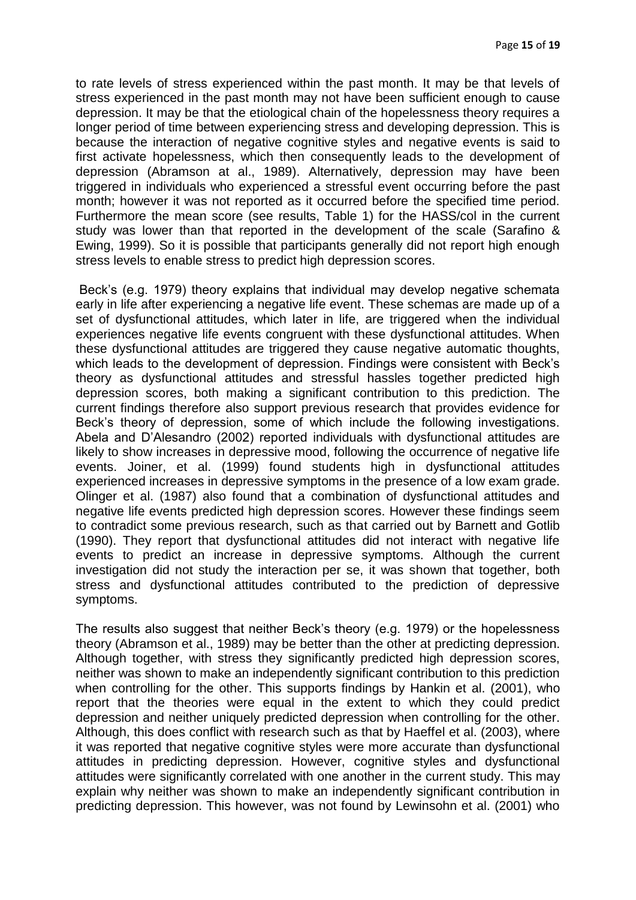to rate levels of stress experienced within the past month. It may be that levels of stress experienced in the past month may not have been sufficient enough to cause depression. It may be that the etiological chain of the hopelessness theory requires a longer period of time between experiencing stress and developing depression. This is because the interaction of negative cognitive styles and negative events is said to first activate hopelessness, which then consequently leads to the development of depression (Abramson at al., 1989). Alternatively, depression may have been triggered in individuals who experienced a stressful event occurring before the past month; however it was not reported as it occurred before the specified time period. Furthermore the mean score (see results, Table 1) for the HASS/col in the current study was lower than that reported in the development of the scale (Sarafino & Ewing, 1999). So it is possible that participants generally did not report high enough stress levels to enable stress to predict high depression scores.

Beck's (e.g. 1979) theory explains that individual may develop negative schemata early in life after experiencing a negative life event. These schemas are made up of a set of dysfunctional attitudes, which later in life, are triggered when the individual experiences negative life events congruent with these dysfunctional attitudes. When these dysfunctional attitudes are triggered they cause negative automatic thoughts, which leads to the development of depression. Findings were consistent with Beck's theory as dysfunctional attitudes and stressful hassles together predicted high depression scores, both making a significant contribution to this prediction. The current findings therefore also support previous research that provides evidence for Beck's theory of depression, some of which include the following investigations. Abela and D'Alesandro (2002) reported individuals with dysfunctional attitudes are likely to show increases in depressive mood, following the occurrence of negative life events. Joiner, et al. (1999) found students high in dysfunctional attitudes experienced increases in depressive symptoms in the presence of a low exam grade. Olinger et al. (1987) also found that a combination of dysfunctional attitudes and negative life events predicted high depression scores. However these findings seem to contradict some previous research, such as that carried out by Barnett and Gotlib (1990). They report that dysfunctional attitudes did not interact with negative life events to predict an increase in depressive symptoms. Although the current investigation did not study the interaction per se, it was shown that together, both stress and dysfunctional attitudes contributed to the prediction of depressive symptoms.

The results also suggest that neither Beck's theory (e.g. 1979) or the hopelessness theory (Abramson et al., 1989) may be better than the other at predicting depression. Although together, with stress they significantly predicted high depression scores, neither was shown to make an independently significant contribution to this prediction when controlling for the other. This supports findings by Hankin et al. (2001), who report that the theories were equal in the extent to which they could predict depression and neither uniquely predicted depression when controlling for the other. Although, this does conflict with research such as that by Haeffel et al. (2003), where it was reported that negative cognitive styles were more accurate than dysfunctional attitudes in predicting depression. However, cognitive styles and dysfunctional attitudes were significantly correlated with one another in the current study. This may explain why neither was shown to make an independently significant contribution in predicting depression. This however, was not found by Lewinsohn et al. (2001) who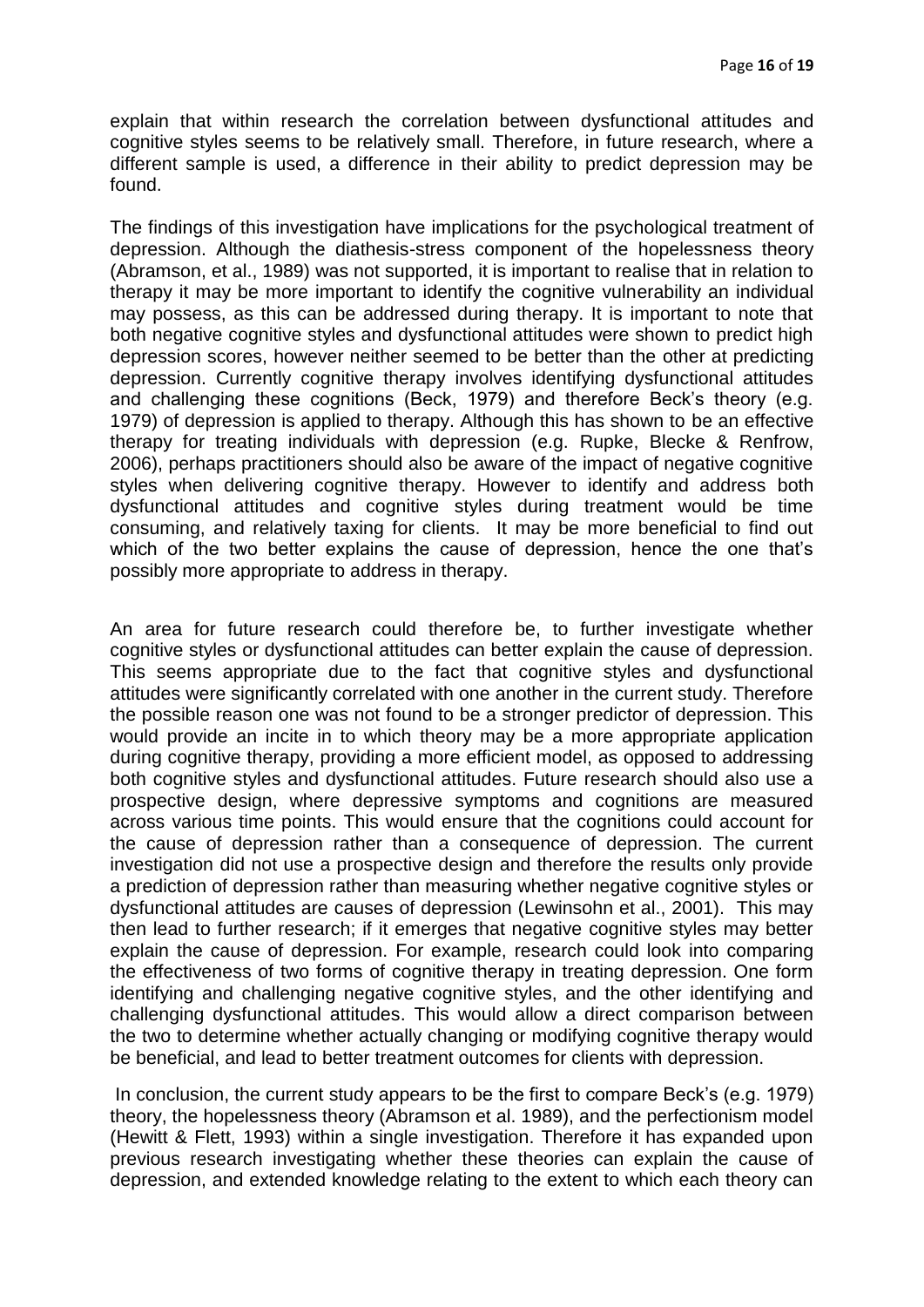explain that within research the correlation between dysfunctional attitudes and cognitive styles seems to be relatively small. Therefore, in future research, where a different sample is used, a difference in their ability to predict depression may be found.

The findings of this investigation have implications for the psychological treatment of depression. Although the diathesis-stress component of the hopelessness theory (Abramson, et al., 1989) was not supported, it is important to realise that in relation to therapy it may be more important to identify the cognitive vulnerability an individual may possess, as this can be addressed during therapy. It is important to note that both negative cognitive styles and dysfunctional attitudes were shown to predict high depression scores, however neither seemed to be better than the other at predicting depression. Currently cognitive therapy involves identifying dysfunctional attitudes and challenging these cognitions (Beck, 1979) and therefore Beck's theory (e.g. 1979) of depression is applied to therapy. Although this has shown to be an effective therapy for treating individuals with depression (e.g. Rupke, Blecke & Renfrow, 2006), perhaps practitioners should also be aware of the impact of negative cognitive styles when delivering cognitive therapy. However to identify and address both dysfunctional attitudes and cognitive styles during treatment would be time consuming, and relatively taxing for clients. It may be more beneficial to find out which of the two better explains the cause of depression, hence the one that's possibly more appropriate to address in therapy.

An area for future research could therefore be, to further investigate whether cognitive styles or dysfunctional attitudes can better explain the cause of depression. This seems appropriate due to the fact that cognitive styles and dysfunctional attitudes were significantly correlated with one another in the current study. Therefore the possible reason one was not found to be a stronger predictor of depression. This would provide an incite in to which theory may be a more appropriate application during cognitive therapy, providing a more efficient model, as opposed to addressing both cognitive styles and dysfunctional attitudes. Future research should also use a prospective design, where depressive symptoms and cognitions are measured across various time points. This would ensure that the cognitions could account for the cause of depression rather than a consequence of depression. The current investigation did not use a prospective design and therefore the results only provide a prediction of depression rather than measuring whether negative cognitive styles or dysfunctional attitudes are causes of depression (Lewinsohn et al., 2001). This may then lead to further research; if it emerges that negative cognitive styles may better explain the cause of depression. For example, research could look into comparing the effectiveness of two forms of cognitive therapy in treating depression. One form identifying and challenging negative cognitive styles, and the other identifying and challenging dysfunctional attitudes. This would allow a direct comparison between the two to determine whether actually changing or modifying cognitive therapy would be beneficial, and lead to better treatment outcomes for clients with depression.

In conclusion, the current study appears to be the first to compare Beck's (e.g. 1979) theory, the hopelessness theory (Abramson et al. 1989), and the perfectionism model (Hewitt & Flett, 1993) within a single investigation. Therefore it has expanded upon previous research investigating whether these theories can explain the cause of depression, and extended knowledge relating to the extent to which each theory can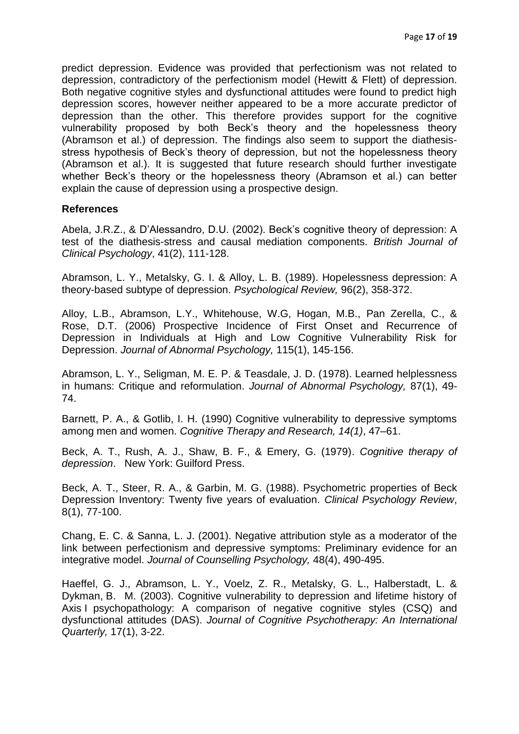predict depression. Evidence was provided that perfectionism was not related to depression, contradictory of the perfectionism model (Hewitt & Flett) of depression. Both negative cognitive styles and dysfunctional attitudes were found to predict high depression scores, however neither appeared to be a more accurate predictor of depression than the other. This therefore provides support for the cognitive vulnerability proposed by both Beck's theory and the hopelessness theory (Abramson et al.) of depression. The findings also seem to support the diathesis-stress hypothesis of Beck's theory of depression, but not the hopelessness theory (Abramson et al.). It is suggested that future research should further investigate whether Beck's theory or the hopelessness theory (Abramson et al.) can better explain the cause of depression using a prospective design.

## References

Abela, J.R.Z., & D'Alessandro, D.U. (2002). Beck's cognitive theory of depression: A test of the diathesis-stress and causal mediation components. *British Journal of Clinical Psychology*, 41(2), 111-128.

Abramson, L. Y., Metalsky, G. I. & Alloy, L. B. (1989). Hopelessness depression: A theory-based subtype of depression. *Psychological Review,* 96(2), 358-372.

Alloy, L.B., Abramson, L.Y., Whitehouse, W.G, Hogan, M.B., Pan Zerella, C., & Rose, D.T. (2006) Prospective Incidence of First Onset and Recurrence of Depression in Individuals at High and Low Cognitive Vulnerability Risk for Depression. *Journal of Abnormal Psychology,* 115(1), 145-156.

Abramson, L. Y., Seligman, M. E. P. & Teasdale, J. D. (1978). Learned helplessness in humans: Critique and reformulation. *Journal of Abnormal Psychology,* 87(1), 49-74.

Barnett, P. A., & Gotlib, I. H. (1990) Cognitive vulnerability to depressive symptoms among men and women. *Cognitive Therapy and Research, 14(1)*, 47–61.

Beck, A. T., Rush, A. J., Shaw, B. F., & Emery, G. (1979). *Cognitive therapy of depression*. New York: Guilford Press.

Beck, A. T., Steer, R. A., & Garbin, M. G. (1988). Psychometric properties of Beck Depression Inventory: Twenty five years of evaluation. *Clinical Psychology Review*, 8(1), 77-100.

Chang, E. C. & Sanna, L. J. (2001). Negative attribution style as a moderator of the link between perfectionism and depressive symptoms: Preliminary evidence for an integrative model. *Journal of Counselling Psychology,* 48(4), 490-495.

Haeffel, G. J., Abramson, L. Y., Voelz, Z. R., Metalsky, G. L., Halberstadt, L. & Dykman, B. M. (2003). Cognitive vulnerability to depression and lifetime history of Axis I psychopathology: A comparison of negative cognitive styles (CSQ) and dysfunctional attitudes (DAS). *Journal of Cognitive Psychotherapy: An International Quarterly,* 17(1), 3-22.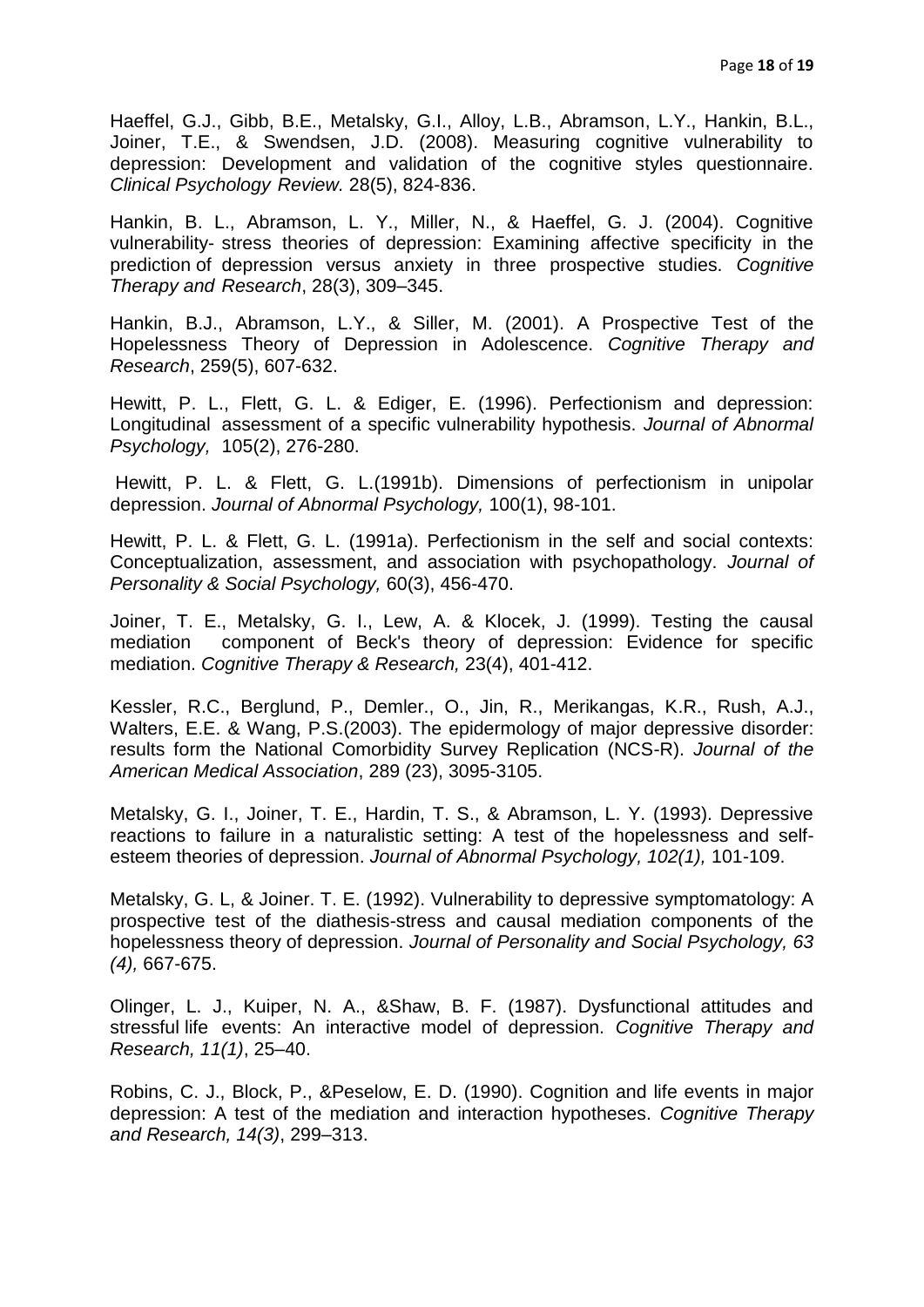Haeffel, G.J., Gibb, B.E., Metalsky, G.I., Alloy, L.B., Abramson, L.Y., Hankin, B.L., Joiner, T.E., & Swendsen, J.D. (2008). Measuring cognitive vulnerability to depression: Development and validation of the cognitive styles questionnaire. *Clinical Psychology Review.* 28(5), 824-836.

Hankin, B. L., Abramson, L. Y., Miller, N., & Haeffel, G. J. (2004). Cognitive vulnerability- stress theories of depression: Examining affective specificity in the prediction of depression versus anxiety in three prospective studies. *Cognitive Therapy and Research*, 28(3), 309–345.

Hankin, B.J., Abramson, L.Y., & Siller, M. (2001). A Prospective Test of the Hopelessness Theory of Depression in Adolescence. *Cognitive Therapy and Research*, 259(5), 607-632.

Hewitt, P. L., Flett, G. L. & Ediger, E. (1996). Perfectionism and depression: Longitudinal assessment of a specific vulnerability hypothesis. *Journal of Abnormal Psychology,* 105(2), 276-280.

Hewitt, P. L. & Flett, G. L.(1991b). Dimensions of perfectionism in unipolar depression. *Journal of Abnormal Psychology,* 100(1), 98-101.

Hewitt, P. L. & Flett, G. L. (1991a). Perfectionism in the self and social contexts: Conceptualization, assessment, and association with psychopathology. *Journal of Personality & Social Psychology,* 60(3), 456-470.

Joiner, T. E., Metalsky, G. I., Lew, A. & Klocek, J. (1999). Testing the causal mediation component of Beck's theory of depression: Evidence for specific mediation. *Cognitive Therapy & Research,* 23(4), 401-412.

Kessler, R.C., Berglund, P., Demler., O., Jin, R., Merikangas, K.R., Rush, A.J., Walters, E.E. & Wang, P.S.(2003). The epidermology of major depressive disorder: results form the National Comorbidity Survey Replication (NCS-R). *Journal of the American Medical Association*, 289 (23), 3095-3105.

Metalsky, G. I., Joiner, T. E., Hardin, T. S., & Abramson, L. Y. (1993). Depressive reactions to failure in a naturalistic setting: A test of the hopelessness and self-esteem theories of depression. *Journal of Abnormal Psychology, 102(1),* 101-109.

Metalsky, G. L, & Joiner. T. E. (1992). Vulnerability to depressive symptomatology: A prospective test of the diathesis-stress and causal mediation components of the hopelessness theory of depression. *Journal of Personality and Social Psychology, 63 (4),* 667-675.

Olinger, L. J., Kuiper, N. A., &Shaw, B. F. (1987). Dysfunctional attitudes and stressful life events: An interactive model of depression. *Cognitive Therapy and Research, 11(1)*, 25–40.

Robins, C. J., Block, P., &Peselow, E. D. (1990). Cognition and life events in major depression: A test of the mediation and interaction hypotheses. *Cognitive Therapy and Research, 14(3)*, 299–313.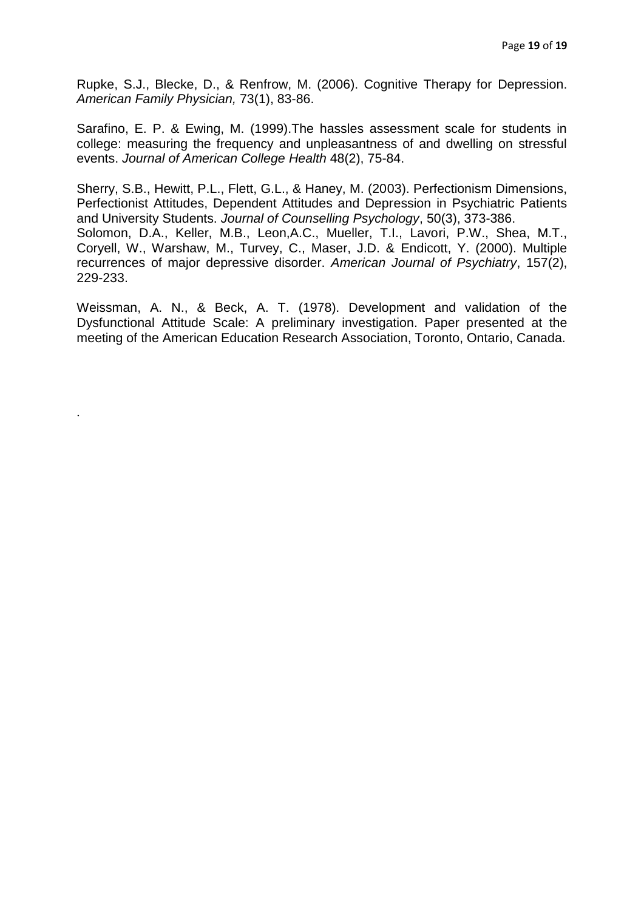Rupke, S.J., Blecke, D., & Renfrow, M. (2006). Cognitive Therapy for Depression. *American Family Physician,* 73(1), 83-86.

Sarafino, E. P. & Ewing, M. (1999).The hassles assessment scale for students in college: measuring the frequency and unpleasantness of and dwelling on stressful events. *Journal of American College Health* 48(2), 75-84.

Sherry, S.B., Hewitt, P.L., Flett, G.L., & Haney, M. (2003). Perfectionism Dimensions, Perfectionist Attitudes, Dependent Attitudes and Depression in Psychiatric Patients and University Students. *Journal of Counselling Psychology*, 50(3), 373-386.

Solomon, D.A., Keller, M.B., Leon,A.C., Mueller, T.I., Lavori, P.W., Shea, M.T., Coryell, W., Warshaw, M., Turvey, C., Maser, J.D. & Endicott, Y. (2000). Multiple recurrences of major depressive disorder. *American Journal of Psychiatry*, 157(2), 229-233.

Weissman, A. N., & Beck, A. T. (1978). Development and validation of the Dysfunctional Attitude Scale: A preliminary investigation. Paper presented at the meeting of the American Education Research Association, Toronto, Ontario, Canada.

.